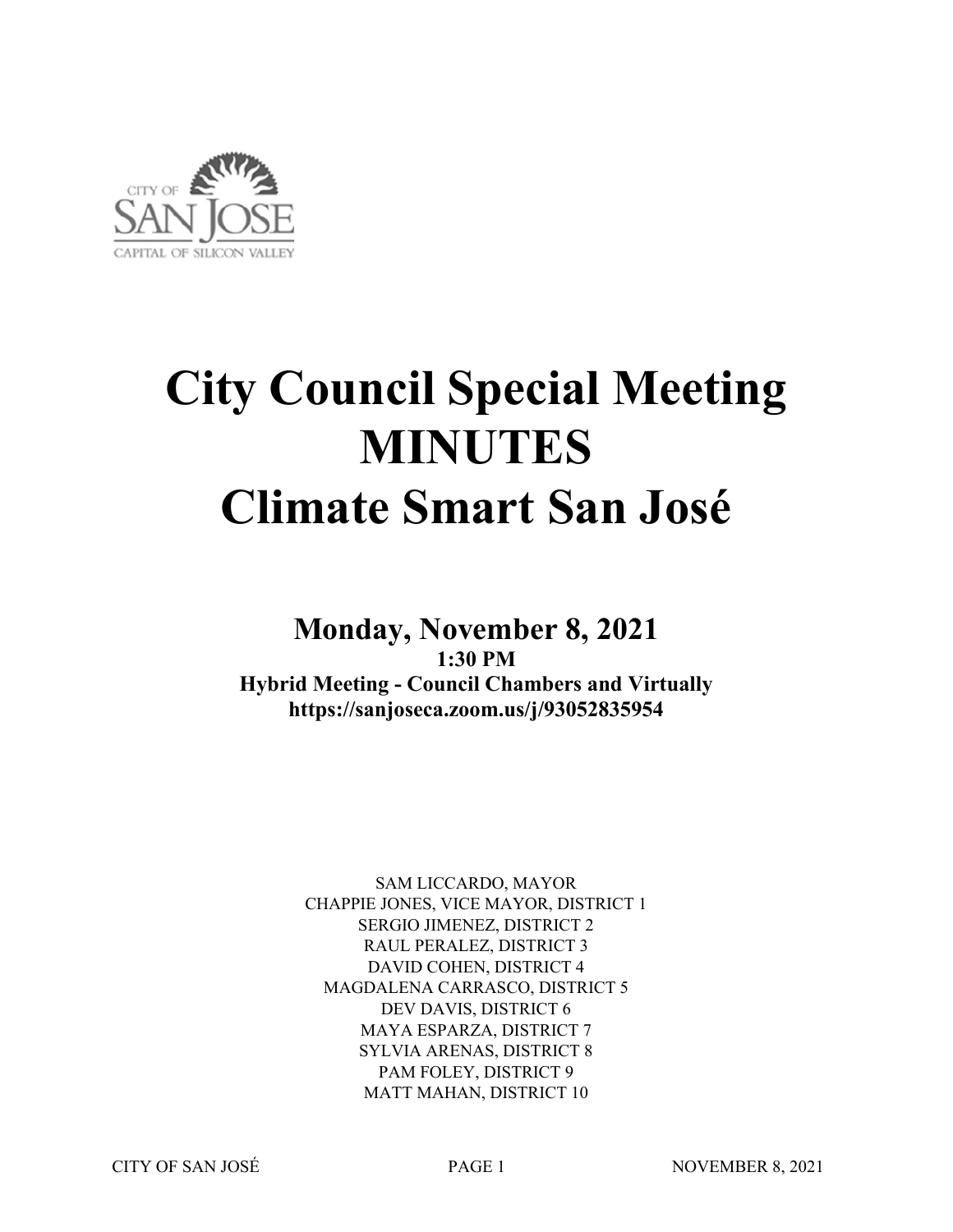# City Council Special Meeting
# MINUTES
# Climate Smart San José

## Monday, November 8, 2021

**1:30 PM**

**Hybrid Meeting - Council Chambers and Virtually**

**https://sanjoseca.zoom.us/j/93052835954**

SAM LICCARDO, MAYOR
CHAPPIE JONES, VICE MAYOR, DISTRICT 1
SERGIO JIMENEZ, DISTRICT 2
RAUL PERALEZ, DISTRICT 3
DAVID COHEN, DISTRICT 4
MAGDALENA CARRASCO, DISTRICT 5
DEV DAVIS, DISTRICT 6
MAYA ESPARZA, DISTRICT 7
SYLVIA ARENAS, DISTRICT 8
PAM FOLEY, DISTRICT 9
MATT MAHAN, DISTRICT 10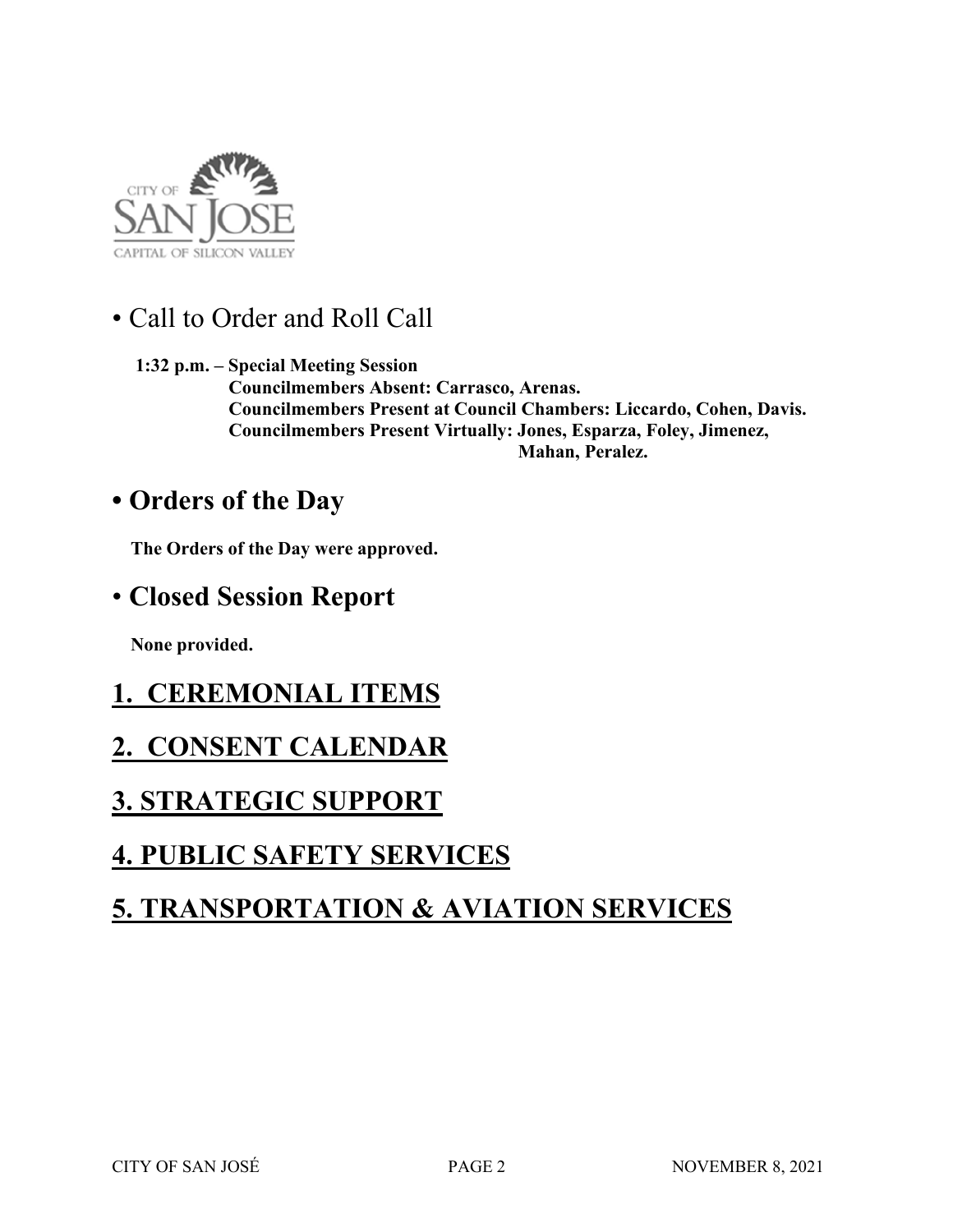- Call to Order and Roll Call

**1:32 p.m. – Special Meeting Session**
**Councilmembers Absent: Carrasco, Arenas.**
**Councilmembers Present at Council Chambers: Liccardo, Cohen, Davis.**
**Councilmembers Present Virtually: Jones, Esparza, Foley, Jimenez, Mahan, Peralez.**

## • Orders of the Day

**The Orders of the Day were approved.**

## • Closed Session Report

**None provided.**

# 1. CEREMONIAL ITEMS

# 2. CONSENT CALENDAR

# 3. STRATEGIC SUPPORT

# 4. PUBLIC SAFETY SERVICES

# 5. TRANSPORTATION & AVIATION SERVICES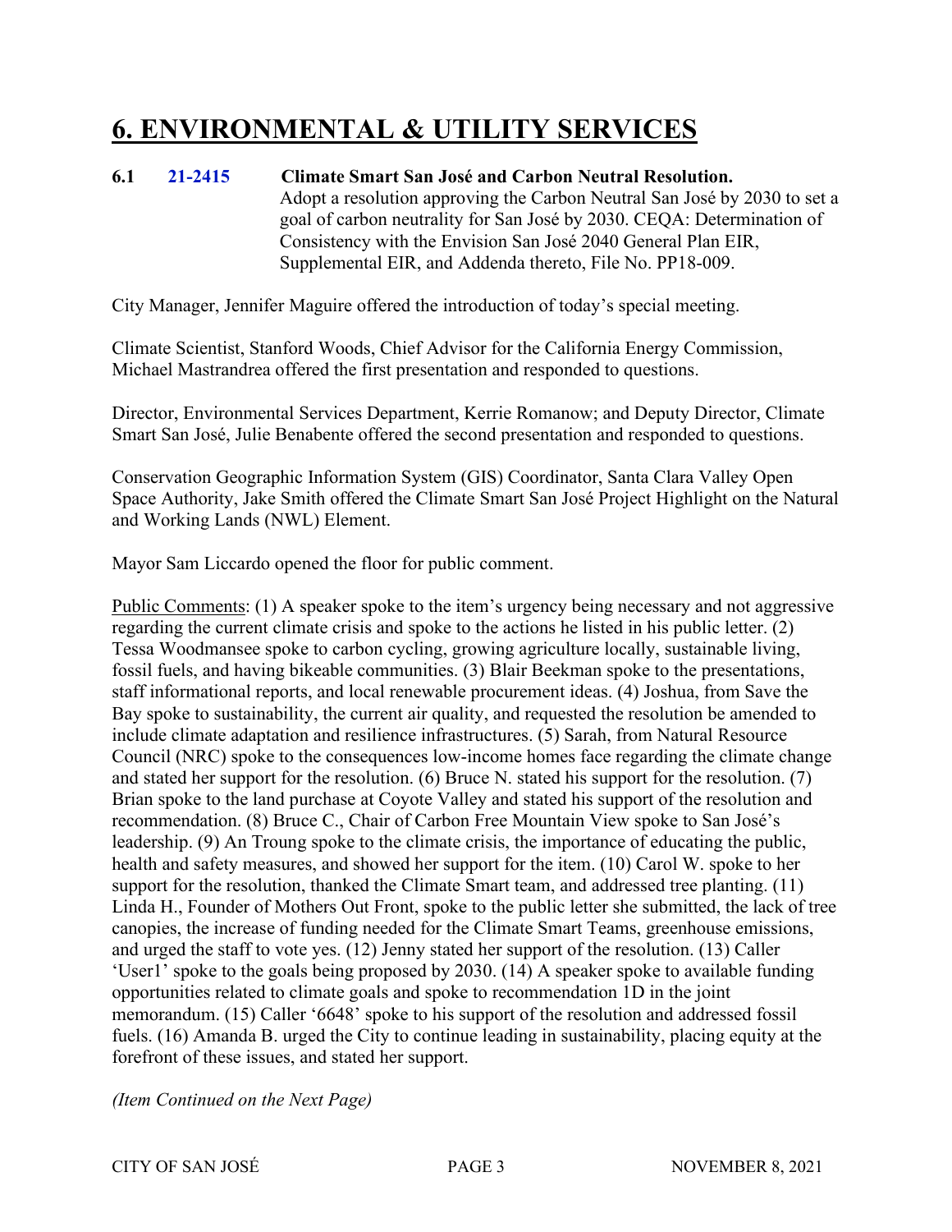# 6. ENVIRONMENTAL & UTILITY SERVICES

**6.1 21-2415 Climate Smart San José and Carbon Neutral Resolution.**
Adopt a resolution approving the Carbon Neutral San José by 2030 to set a goal of carbon neutrality for San José by 2030. CEQA: Determination of Consistency with the Envision San José 2040 General Plan EIR, Supplemental EIR, and Addenda thereto, File No. PP18-009.

City Manager, Jennifer Maguire offered the introduction of today's special meeting.

Climate Scientist, Stanford Woods, Chief Advisor for the California Energy Commission, Michael Mastrandrea offered the first presentation and responded to questions.

Director, Environmental Services Department, Kerrie Romanow; and Deputy Director, Climate Smart San José, Julie Benabente offered the second presentation and responded to questions.

Conservation Geographic Information System (GIS) Coordinator, Santa Clara Valley Open Space Authority, Jake Smith offered the Climate Smart San José Project Highlight on the Natural and Working Lands (NWL) Element.

Mayor Sam Liccardo opened the floor for public comment.

Public Comments: (1) A speaker spoke to the item's urgency being necessary and not aggressive regarding the current climate crisis and spoke to the actions he listed in his public letter. (2) Tessa Woodmansee spoke to carbon cycling, growing agriculture locally, sustainable living, fossil fuels, and having bikeable communities. (3) Blair Beekman spoke to the presentations, staff informational reports, and local renewable procurement ideas. (4) Joshua, from Save the Bay spoke to sustainability, the current air quality, and requested the resolution be amended to include climate adaptation and resilience infrastructures. (5) Sarah, from Natural Resource Council (NRC) spoke to the consequences low-income homes face regarding the climate change and stated her support for the resolution. (6) Bruce N. stated his support for the resolution. (7) Brian spoke to the land purchase at Coyote Valley and stated his support of the resolution and recommendation. (8) Bruce C., Chair of Carbon Free Mountain View spoke to San José's leadership. (9) An Troung spoke to the climate crisis, the importance of educating the public, health and safety measures, and showed her support for the item. (10) Carol W. spoke to her support for the resolution, thanked the Climate Smart team, and addressed tree planting. (11) Linda H., Founder of Mothers Out Front, spoke to the public letter she submitted, the lack of tree canopies, the increase of funding needed for the Climate Smart Teams, greenhouse emissions, and urged the staff to vote yes. (12) Jenny stated her support of the resolution. (13) Caller 'User1' spoke to the goals being proposed by 2030. (14) A speaker spoke to available funding opportunities related to climate goals and spoke to recommendation 1D in the joint memorandum. (15) Caller '6648' spoke to his support of the resolution and addressed fossil fuels. (16) Amanda B. urged the City to continue leading in sustainability, placing equity at the forefront of these issues, and stated her support.

*(Item Continued on the Next Page)*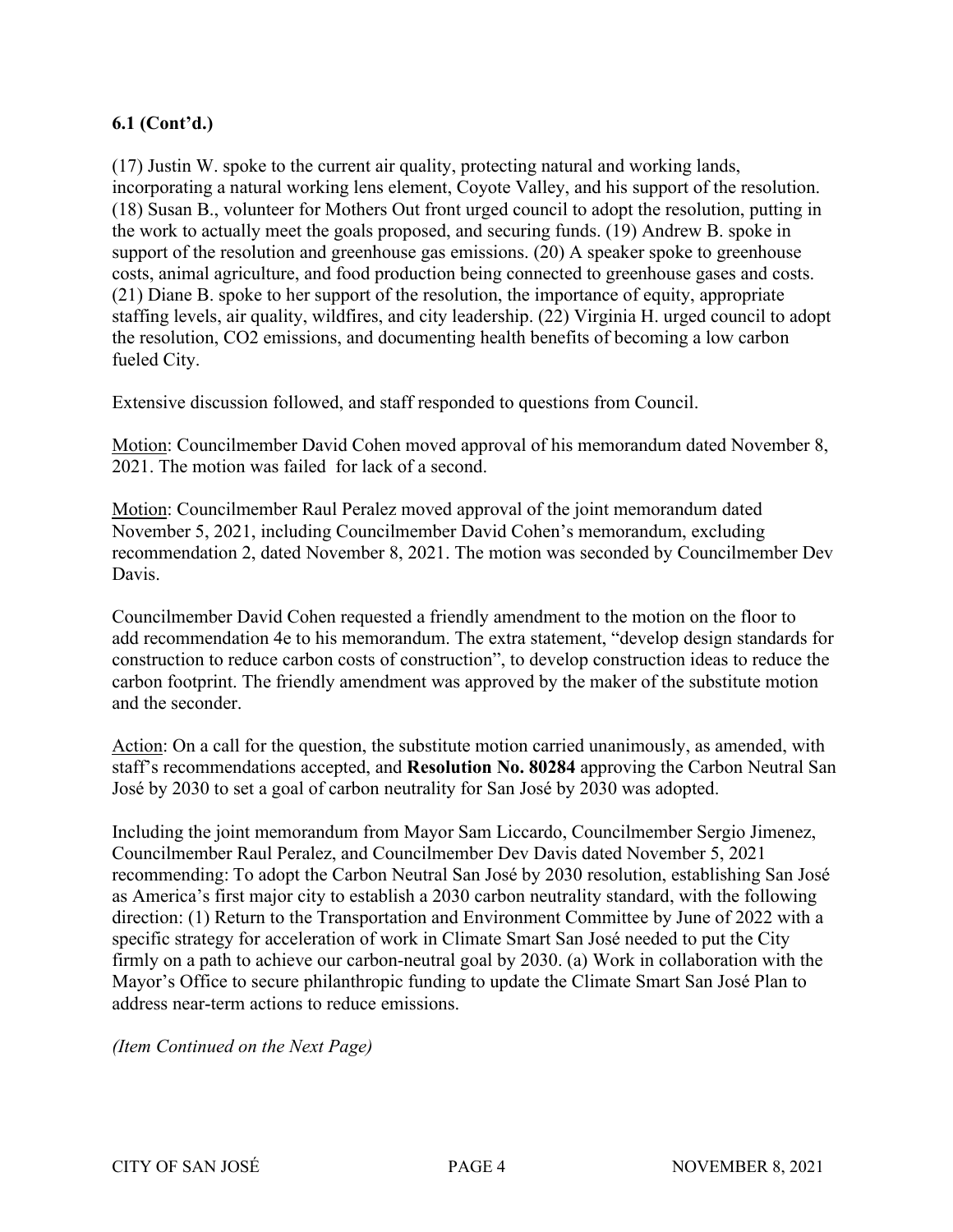**6.1 (Cont'd.)**

(17) Justin W. spoke to the current air quality, protecting natural and working lands, incorporating a natural working lens element, Coyote Valley, and his support of the resolution. (18) Susan B., volunteer for Mothers Out front urged council to adopt the resolution, putting in the work to actually meet the goals proposed, and securing funds. (19) Andrew B. spoke in support of the resolution and greenhouse gas emissions. (20) A speaker spoke to greenhouse costs, animal agriculture, and food production being connected to greenhouse gases and costs. (21) Diane B. spoke to her support of the resolution, the importance of equity, appropriate staffing levels, air quality, wildfires, and city leadership. (22) Virginia H. urged council to adopt the resolution, CO2 emissions, and documenting health benefits of becoming a low carbon fueled City.

Extensive discussion followed, and staff responded to questions from Council.

Motion: Councilmember David Cohen moved approval of his memorandum dated November 8, 2021. The motion was failed for lack of a second.

Motion: Councilmember Raul Peralez moved approval of the joint memorandum dated November 5, 2021, including Councilmember David Cohen's memorandum, excluding recommendation 2, dated November 8, 2021. The motion was seconded by Councilmember Dev Davis.

Councilmember David Cohen requested a friendly amendment to the motion on the floor to add recommendation 4e to his memorandum. The extra statement, "develop design standards for construction to reduce carbon costs of construction", to develop construction ideas to reduce the carbon footprint. The friendly amendment was approved by the maker of the substitute motion and the seconder.

Action: On a call for the question, the substitute motion carried unanimously, as amended, with staff's recommendations accepted, and **Resolution No. 80284** approving the Carbon Neutral San José by 2030 to set a goal of carbon neutrality for San José by 2030 was adopted.

Including the joint memorandum from Mayor Sam Liccardo, Councilmember Sergio Jimenez, Councilmember Raul Peralez, and Councilmember Dev Davis dated November 5, 2021 recommending: To adopt the Carbon Neutral San José by 2030 resolution, establishing San José as America's first major city to establish a 2030 carbon neutrality standard, with the following direction: (1) Return to the Transportation and Environment Committee by June of 2022 with a specific strategy for acceleration of work in Climate Smart San José needed to put the City firmly on a path to achieve our carbon-neutral goal by 2030. (a) Work in collaboration with the Mayor's Office to secure philanthropic funding to update the Climate Smart San José Plan to address near-term actions to reduce emissions.

*(Item Continued on the Next Page)*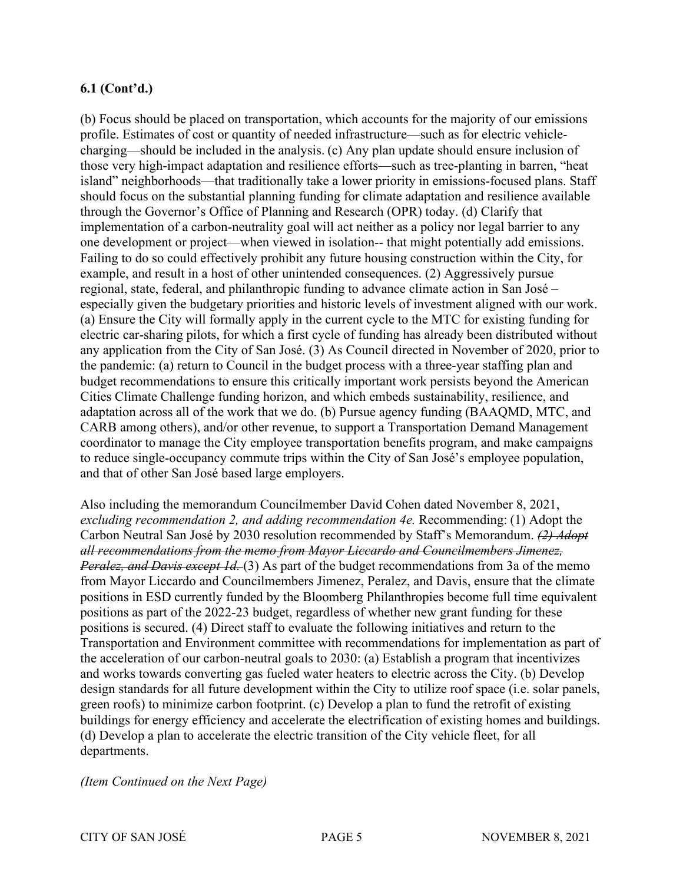**6.1 (Cont'd.)**

(b) Focus should be placed on transportation, which accounts for the majority of our emissions profile. Estimates of cost or quantity of needed infrastructure—such as for electric vehicle-charging—should be included in the analysis. (c) Any plan update should ensure inclusion of those very high-impact adaptation and resilience efforts—such as tree-planting in barren, "heat island" neighborhoods—that traditionally take a lower priority in emissions-focused plans. Staff should focus on the substantial planning funding for climate adaptation and resilience available through the Governor's Office of Planning and Research (OPR) today. (d) Clarify that implementation of a carbon-neutrality goal will act neither as a policy nor legal barrier to any one development or project—when viewed in isolation-- that might potentially add emissions. Failing to do so could effectively prohibit any future housing construction within the City, for example, and result in a host of other unintended consequences. (2) Aggressively pursue regional, state, federal, and philanthropic funding to advance climate action in San José – especially given the budgetary priorities and historic levels of investment aligned with our work. (a) Ensure the City will formally apply in the current cycle to the MTC for existing funding for electric car-sharing pilots, for which a first cycle of funding has already been distributed without any application from the City of San José. (3) As Council directed in November of 2020, prior to the pandemic: (a) return to Council in the budget process with a three-year staffing plan and budget recommendations to ensure this critically important work persists beyond the American Cities Climate Challenge funding horizon, and which embeds sustainability, resilience, and adaptation across all of the work that we do. (b) Pursue agency funding (BAAQMD, MTC, and CARB among others), and/or other revenue, to support a Transportation Demand Management coordinator to manage the City employee transportation benefits program, and make campaigns to reduce single-occupancy commute trips within the City of San José's employee population, and that of other San José based large employers.

Also including the memorandum Councilmember David Cohen dated November 8, 2021, *excluding recommendation 2, and adding recommendation 4e.* Recommending: (1) Adopt the Carbon Neutral San José by 2030 resolution recommended by Staff's Memorandum. ~~*(2) Adopt all recommendations from the memo from Mayor Liccardo and Councilmembers Jimenez, Peralez, and Davis except 1d.*~~ (3) As part of the budget recommendations from 3a of the memo from Mayor Liccardo and Councilmembers Jimenez, Peralez, and Davis, ensure that the climate positions in ESD currently funded by the Bloomberg Philanthropies become full time equivalent positions as part of the 2022-23 budget, regardless of whether new grant funding for these positions is secured. (4) Direct staff to evaluate the following initiatives and return to the Transportation and Environment committee with recommendations for implementation as part of the acceleration of our carbon-neutral goals to 2030: (a) Establish a program that incentivizes and works towards converting gas fueled water heaters to electric across the City. (b) Develop design standards for all future development within the City to utilize roof space (i.e. solar panels, green roofs) to minimize carbon footprint. (c) Develop a plan to fund the retrofit of existing buildings for energy efficiency and accelerate the electrification of existing homes and buildings. (d) Develop a plan to accelerate the electric transition of the City vehicle fleet, for all departments.

*(Item Continued on the Next Page)*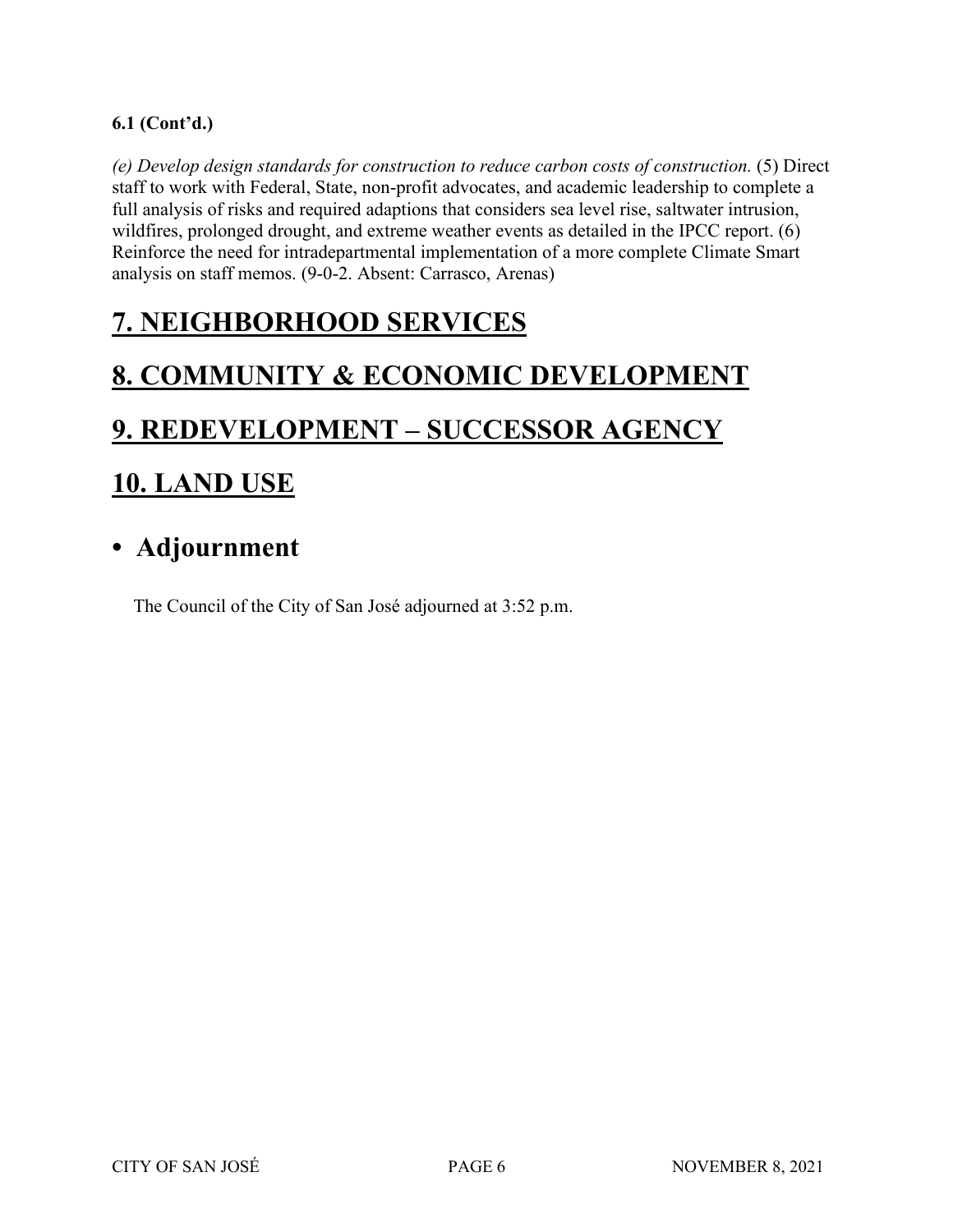**6.1 (Cont'd.)**

*(e) Develop design standards for construction to reduce carbon costs of construction.* (5) Direct staff to work with Federal, State, non-profit advocates, and academic leadership to complete a full analysis of risks and required adaptions that considers sea level rise, saltwater intrusion, wildfires, prolonged drought, and extreme weather events as detailed in the IPCC report. (6) Reinforce the need for intradepartmental implementation of a more complete Climate Smart analysis on staff memos. (9-0-2. Absent: Carrasco, Arenas)

# 7. NEIGHBORHOOD SERVICES

# 8. COMMUNITY & ECONOMIC DEVELOPMENT

# 9. REDEVELOPMENT – SUCCESSOR AGENCY

# 10. LAND USE

## • Adjournment

The Council of the City of San José adjourned at 3:52 p.m.